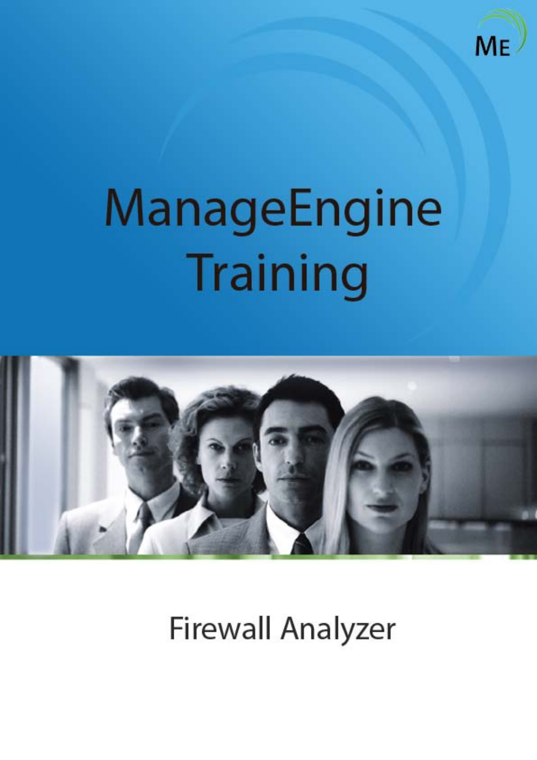# ManageEngine Training

## Firewall Analyzer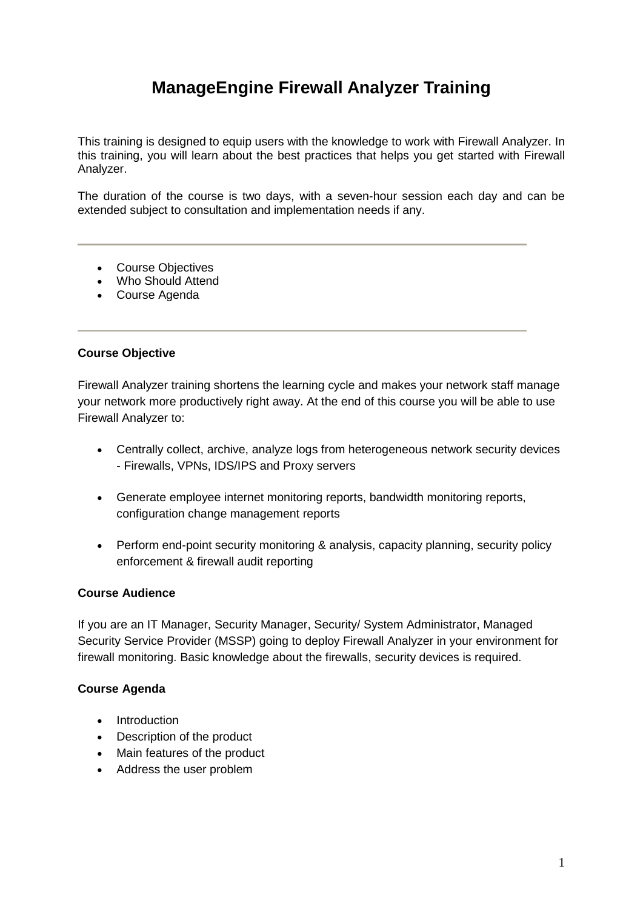# ManageEngine Firewall Analyzer Training

This training is designed to equip users with the knowledge to work with Firewall Analyzer. In this training, you will learn about the best practices that helps you get started with Firewall Analyzer.

The duration of the course is two days, with a seven-hour session each day and can be extended subject to consultation and implementation needs if any.

---

- Course Objectives
- Who Should Attend
- Course Agenda

---

**Course Objective**

Firewall Analyzer training shortens the learning cycle and makes your network staff manage your network more productively right away. At the end of this course you will be able to use Firewall Analyzer to:

- Centrally collect, archive, analyze logs from heterogeneous network security devices - Firewalls, VPNs, IDS/IPS and Proxy servers
- Generate employee internet monitoring reports, bandwidth monitoring reports, configuration change management reports
- Perform end-point security monitoring & analysis, capacity planning, security policy enforcement & firewall audit reporting

**Course Audience**

If you are an IT Manager, Security Manager, Security/ System Administrator, Managed Security Service Provider (MSSP) going to deploy Firewall Analyzer in your environment for firewall monitoring. Basic knowledge about the firewalls, security devices is required.

**Course Agenda**

- Introduction
- Description of the product
- Main features of the product
- Address the user problem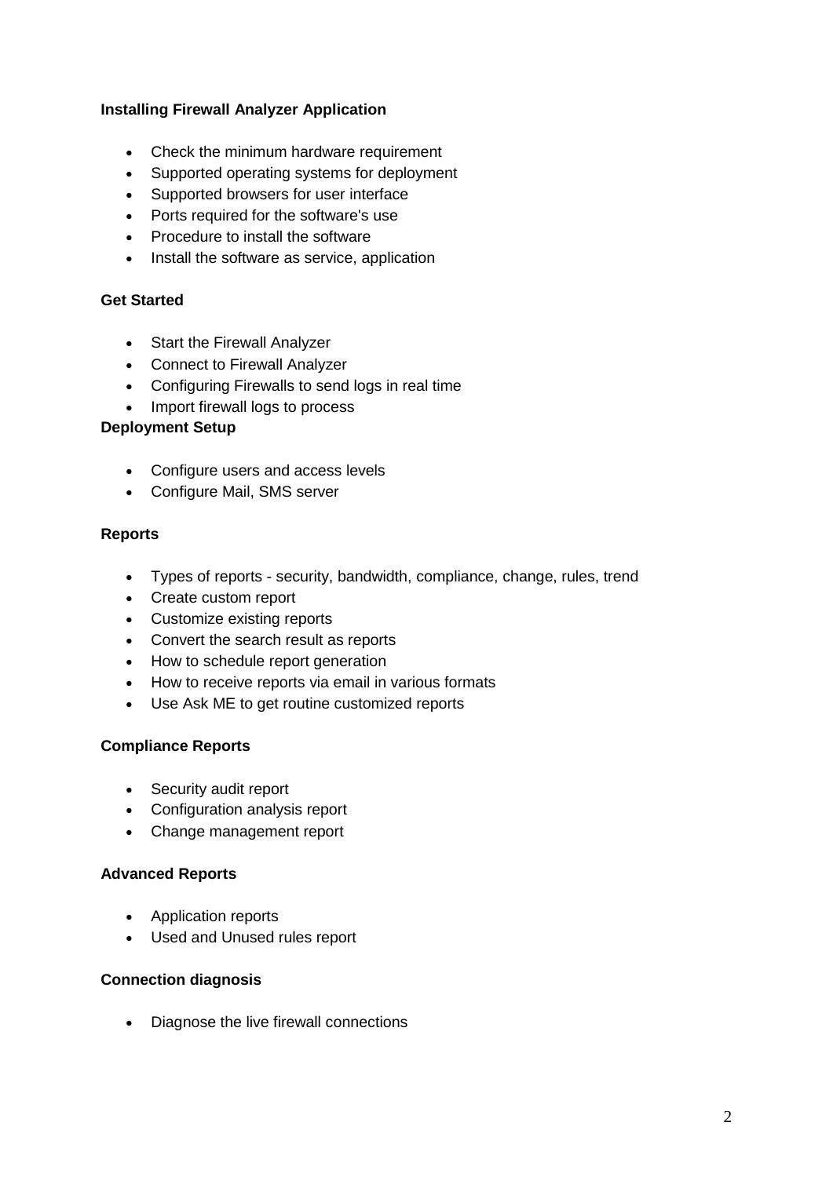**Installing Firewall Analyzer Application**

- Check the minimum hardware requirement
- Supported operating systems for deployment
- Supported browsers for user interface
- Ports required for the software's use
- Procedure to install the software
- Install the software as service, application

**Get Started**

- Start the Firewall Analyzer
- Connect to Firewall Analyzer
- Configuring Firewalls to send logs in real time
- Import firewall logs to process

**Deployment Setup**

- Configure users and access levels
- Configure Mail, SMS server

**Reports**

- Types of reports - security, bandwidth, compliance, change, rules, trend
- Create custom report
- Customize existing reports
- Convert the search result as reports
- How to schedule report generation
- How to receive reports via email in various formats
- Use Ask ME to get routine customized reports

**Compliance Reports**

- Security audit report
- Configuration analysis report
- Change management report

**Advanced Reports**

- Application reports
- Used and Unused rules report

**Connection diagnosis**

- Diagnose the live firewall connections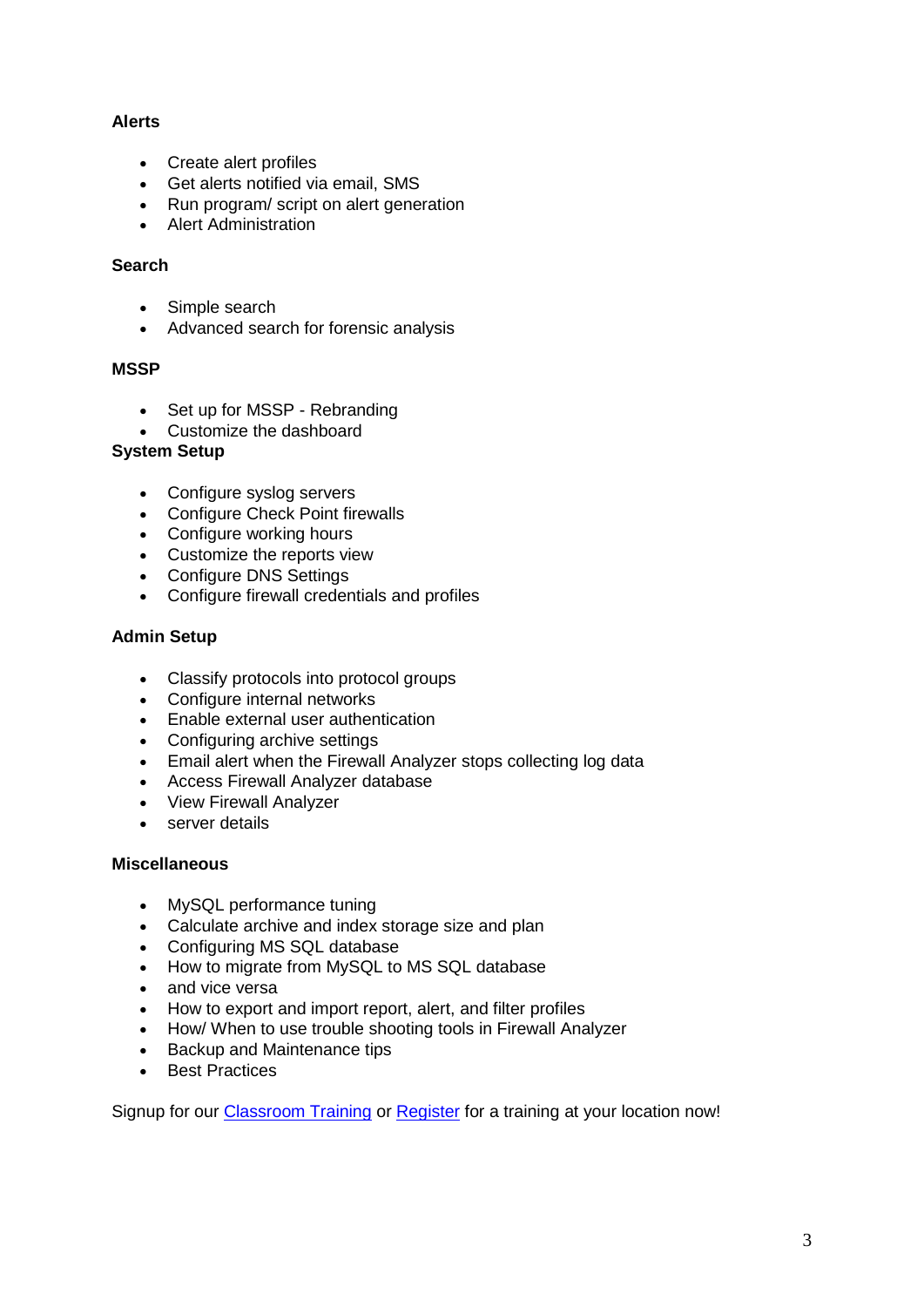**Alerts**

- Create alert profiles
- Get alerts notified via email, SMS
- Run program/ script on alert generation
- Alert Administration

**Search**

- Simple search
- Advanced search for forensic analysis

**MSSP**

- Set up for MSSP - Rebranding
- Customize the dashboard

**System Setup**

- Configure syslog servers
- Configure Check Point firewalls
- Configure working hours
- Customize the reports view
- Configure DNS Settings
- Configure firewall credentials and profiles

**Admin Setup**

- Classify protocols into protocol groups
- Configure internal networks
- Enable external user authentication
- Configuring archive settings
- Email alert when the Firewall Analyzer stops collecting log data
- Access Firewall Analyzer database
- View Firewall Analyzer
- server details

**Miscellaneous**

- MySQL performance tuning
- Calculate archive and index storage size and plan
- Configuring MS SQL database
- How to migrate from MySQL to MS SQL database
- and vice versa
- How to export and import report, alert, and filter profiles
- How/ When to use trouble shooting tools in Firewall Analyzer
- Backup and Maintenance tips
- Best Practices

Signup for our Classroom Training or Register for a training at your location now!